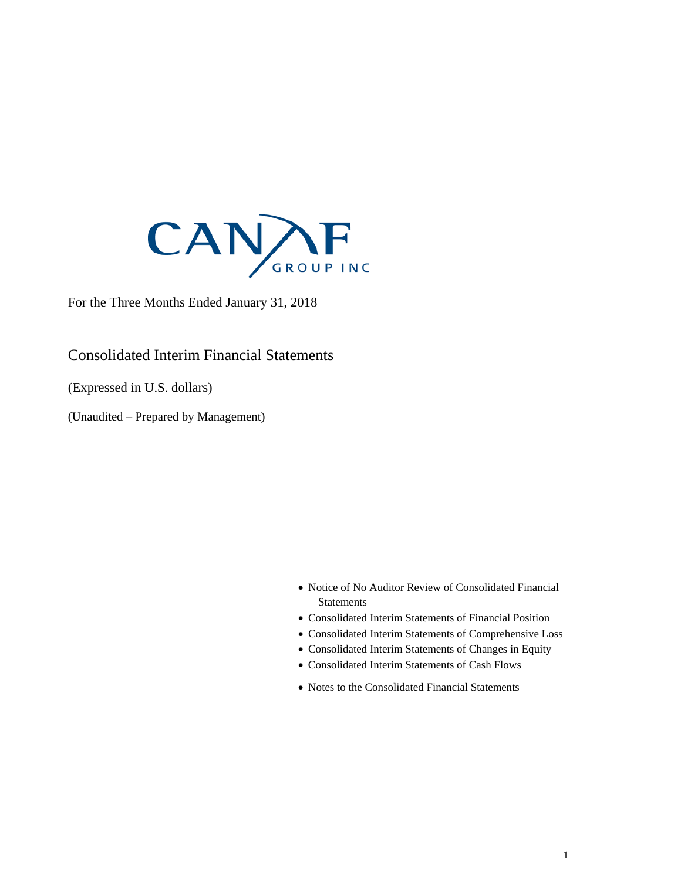CANAF GROUP INC

For the Three Months Ended January 31, 2018

## Consolidated Interim Financial Statements

(Expressed in U.S. dollars)

(Unaudited – Prepared by Management)

- Notice of No Auditor Review of Consolidated Financial Statements
- Consolidated Interim Statements of Financial Position
- Consolidated Interim Statements of Comprehensive Loss
- Consolidated Interim Statements of Changes in Equity
- Consolidated Interim Statements of Cash Flows
- Notes to the Consolidated Financial Statements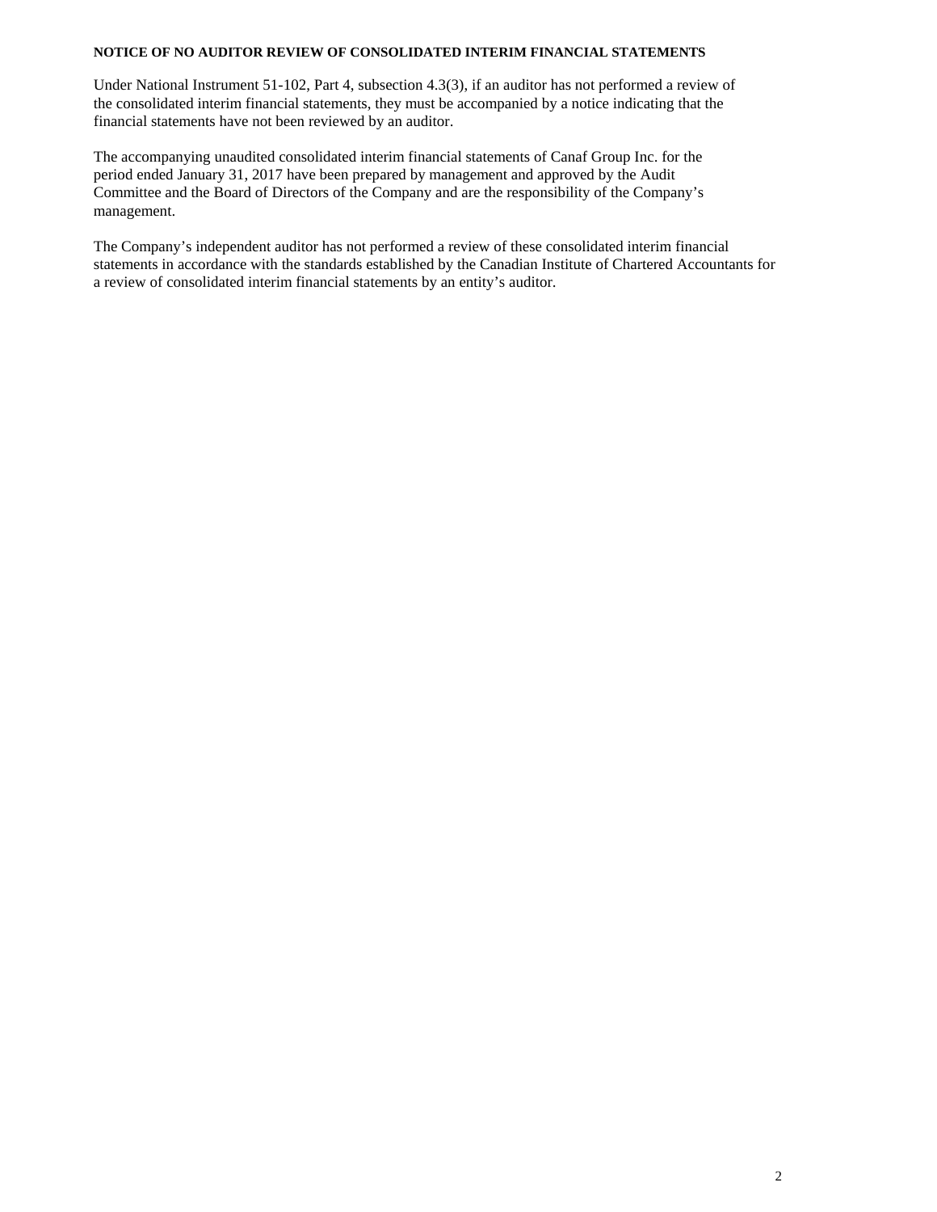**NOTICE OF NO AUDITOR REVIEW OF CONSOLIDATED INTERIM FINANCIAL STATEMENTS**

Under National Instrument 51-102, Part 4, subsection 4.3(3), if an auditor has not performed a review of the consolidated interim financial statements, they must be accompanied by a notice indicating that the financial statements have not been reviewed by an auditor.

The accompanying unaudited consolidated interim financial statements of Canaf Group Inc. for the period ended January 31, 2017 have been prepared by management and approved by the Audit Committee and the Board of Directors of the Company and are the responsibility of the Company's management.

The Company's independent auditor has not performed a review of these consolidated interim financial statements in accordance with the standards established by the Canadian Institute of Chartered Accountants for a review of consolidated interim financial statements by an entity's auditor.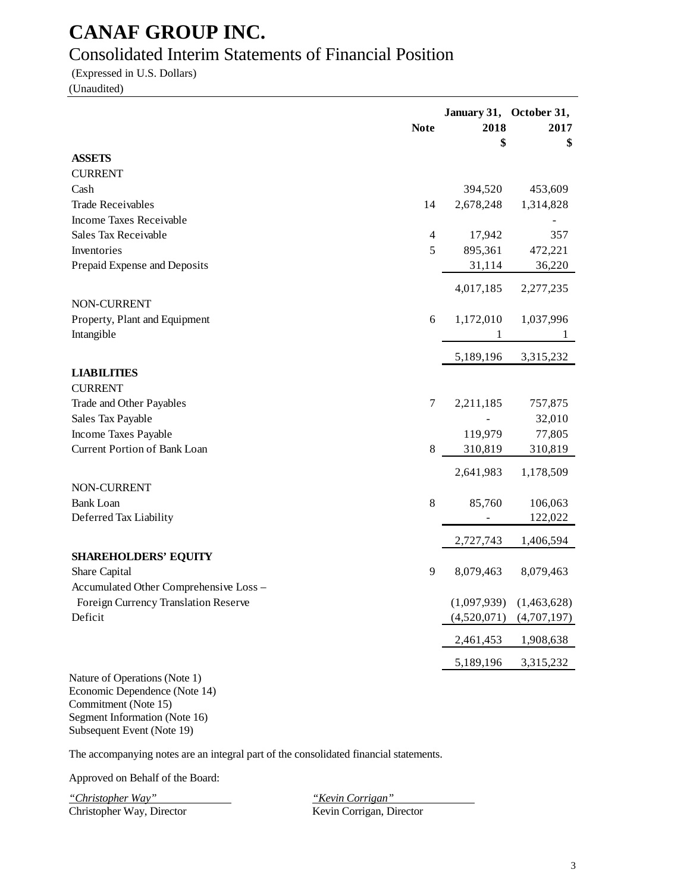# CANAF GROUP INC.

## Consolidated Interim Statements of Financial Position

(Expressed in U.S. Dollars)
(Unaudited)

| | Note | January 31, 2018 $ | October 31, 2017 $ |
|---|---|---|---|
| **ASSETS** | | | |
| CURRENT | | | |
| Cash | | 394,520 | 453,609 |
| Trade Receivables | 14 | 2,678,248 | 1,314,828 |
| Income Taxes Receivable | | | - |
| Sales Tax Receivable | 4 | 17,942 | 357 |
| Inventories | 5 | 895,361 | 472,221 |
| Prepaid Expense and Deposits | | 31,114 | 36,220 |
| | | 4,017,185 | 2,277,235 |
| NON-CURRENT | | | |
| Property, Plant and Equipment | 6 | 1,172,010 | 1,037,996 |
| Intangible | | 1 | 1 |
| | | 5,189,196 | 3,315,232 |
| **LIABILITIES** | | | |
| CURRENT | | | |
| Trade and Other Payables | 7 | 2,211,185 | 757,875 |
| Sales Tax Payable | | - | 32,010 |
| Income Taxes Payable | | 119,979 | 77,805 |
| Current Portion of Bank Loan | 8 | 310,819 | 310,819 |
| | | 2,641,983 | 1,178,509 |
| NON-CURRENT | | | |
| Bank Loan | 8 | 85,760 | 106,063 |
| Deferred Tax Liability | | - | 122,022 |
| | | 2,727,743 | 1,406,594 |
| **SHAREHOLDERS' EQUITY** | | | |
| Share Capital | 9 | 8,079,463 | 8,079,463 |
| Accumulated Other Comprehensive Loss – Foreign Currency Translation Reserve | | (1,097,939) | (1,463,628) |
| Deficit | | (4,520,071) | (4,707,197) |
| | | 2,461,453 | 1,908,638 |
| | | 5,189,196 | 3,315,232 |

Nature of Operations (Note 1)
Economic Dependence (Note 14)
Commitment (Note 15)
Segment Information (Note 16)
Subsequent Event (Note 19)

The accompanying notes are an integral part of the consolidated financial statements.

Approved on Behalf of the Board:

*"Christopher Way"*
Christopher Way, Director

*"Kevin Corrigan"*
Kevin Corrigan, Director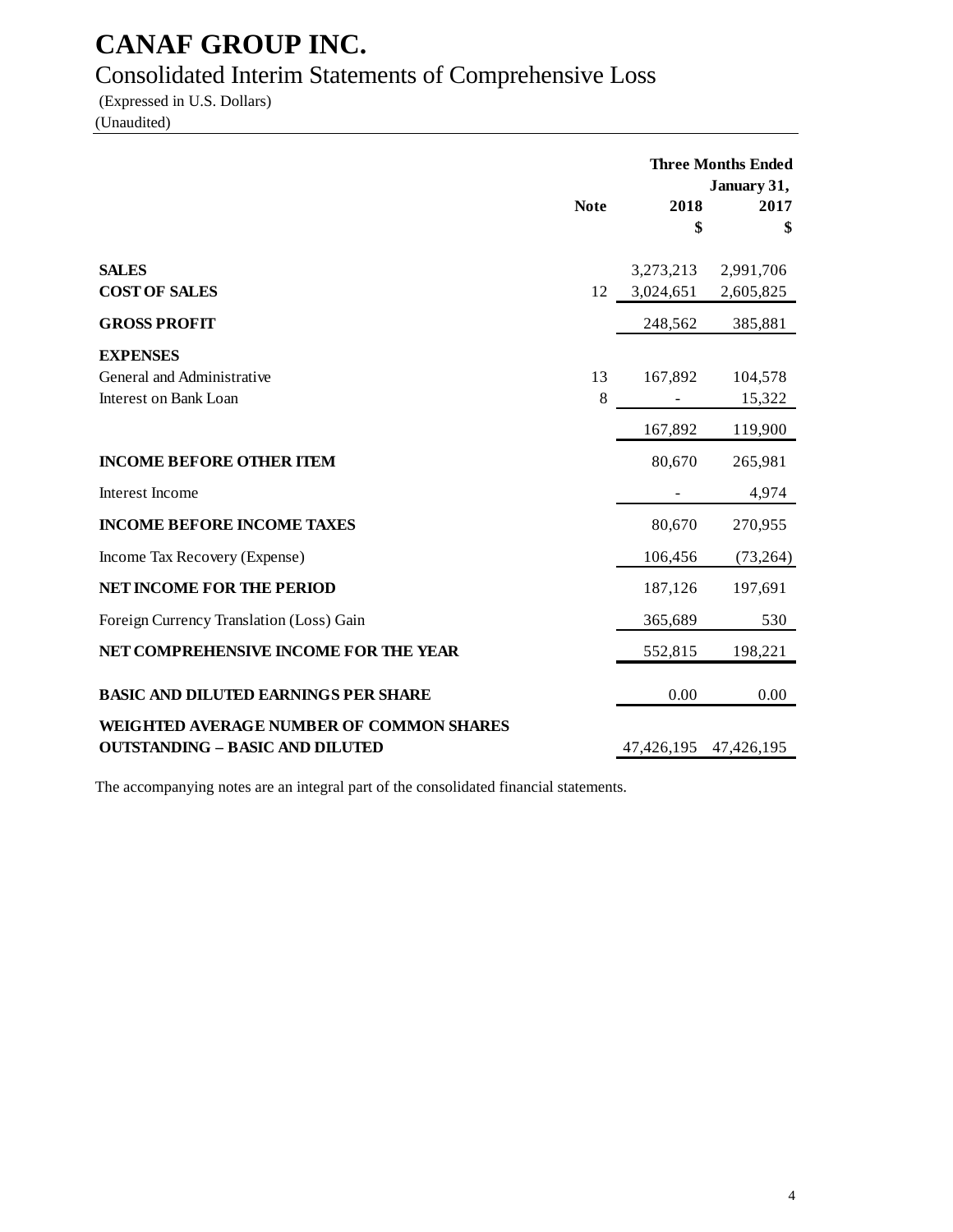# CANAF GROUP INC.

## Consolidated Interim Statements of Comprehensive Loss

(Expressed in U.S. Dollars)
(Unaudited)

| | Note | Three Months Ended January 31, 2018 | 2017 |
|---|---|---|---|
| | | $ | $ |
| **SALES** | | 3,273,213 | 2,991,706 |
| **COST OF SALES** | 12 | 3,024,651 | 2,605,825 |
| **GROSS PROFIT** | | 248,562 | 385,881 |
| **EXPENSES** | | | |
| General and Administrative | 13 | 167,892 | 104,578 |
| Interest on Bank Loan | 8 | - | 15,322 |
| | | 167,892 | 119,900 |
| **INCOME BEFORE OTHER ITEM** | | 80,670 | 265,981 |
| Interest Income | | - | 4,974 |
| **INCOME BEFORE INCOME TAXES** | | 80,670 | 270,955 |
| Income Tax Recovery (Expense) | | 106,456 | (73,264) |
| **NET INCOME FOR THE PERIOD** | | 187,126 | 197,691 |
| Foreign Currency Translation (Loss) Gain | | 365,689 | 530 |
| **NET COMPREHENSIVE INCOME FOR THE YEAR** | | 552,815 | 198,221 |
| **BASIC AND DILUTED EARNINGS PER SHARE** | | 0.00 | 0.00 |
| **WEIGHTED AVERAGE NUMBER OF COMMON SHARES OUTSTANDING – BASIC AND DILUTED** | | 47,426,195 | 47,426,195 |

The accompanying notes are an integral part of the consolidated financial statements.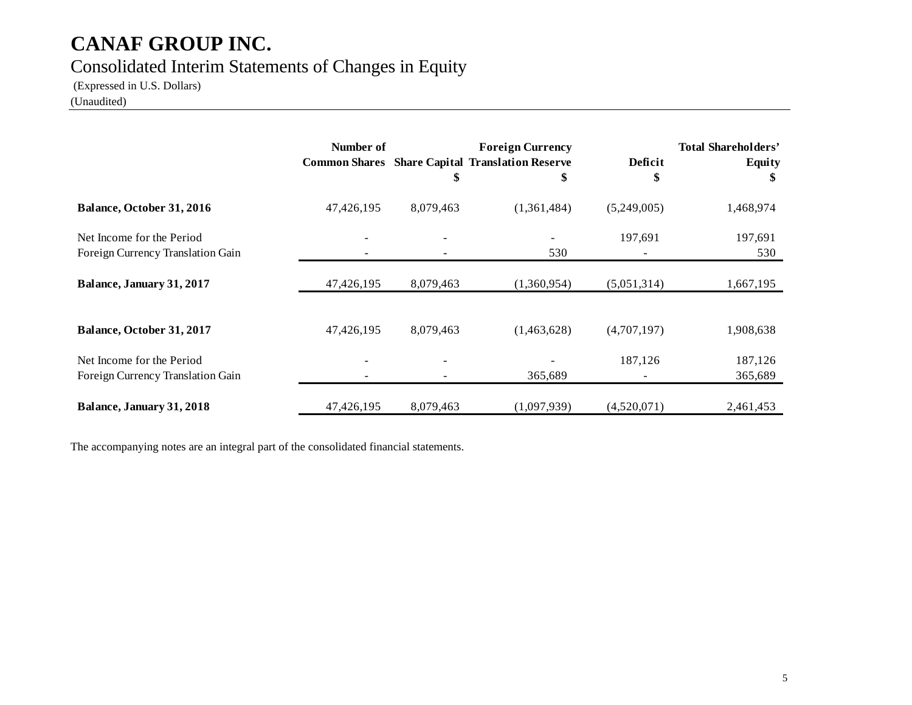# CANAF GROUP INC.

## Consolidated Interim Statements of Changes in Equity

(Expressed in U.S. Dollars)
(Unaudited)

| | Number of Common Shares | Share Capital $ | Foreign Currency Translation Reserve $ | Deficit $ | Total Shareholders' Equity $ |
|---|---|---|---|---|---|
| **Balance, October 31, 2016** | 47,426,195 | 8,079,463 | (1,361,484) | (5,249,005) | 1,468,974 |
| Net Income for the Period | - | - | - | 197,691 | 197,691 |
| Foreign Currency Translation Gain | - | - | 530 | - | 530 |
| **Balance, January 31, 2017** | 47,426,195 | 8,079,463 | (1,360,954) | (5,051,314) | 1,667,195 |
| **Balance, October 31, 2017** | 47,426,195 | 8,079,463 | (1,463,628) | (4,707,197) | 1,908,638 |
| Net Income for the Period | - | - | - | 187,126 | 187,126 |
| Foreign Currency Translation Gain | - | - | 365,689 | - | 365,689 |
| **Balance, January 31, 2018** | 47,426,195 | 8,079,463 | (1,097,939) | (4,520,071) | 2,461,453 |

The accompanying notes are an integral part of the consolidated financial statements.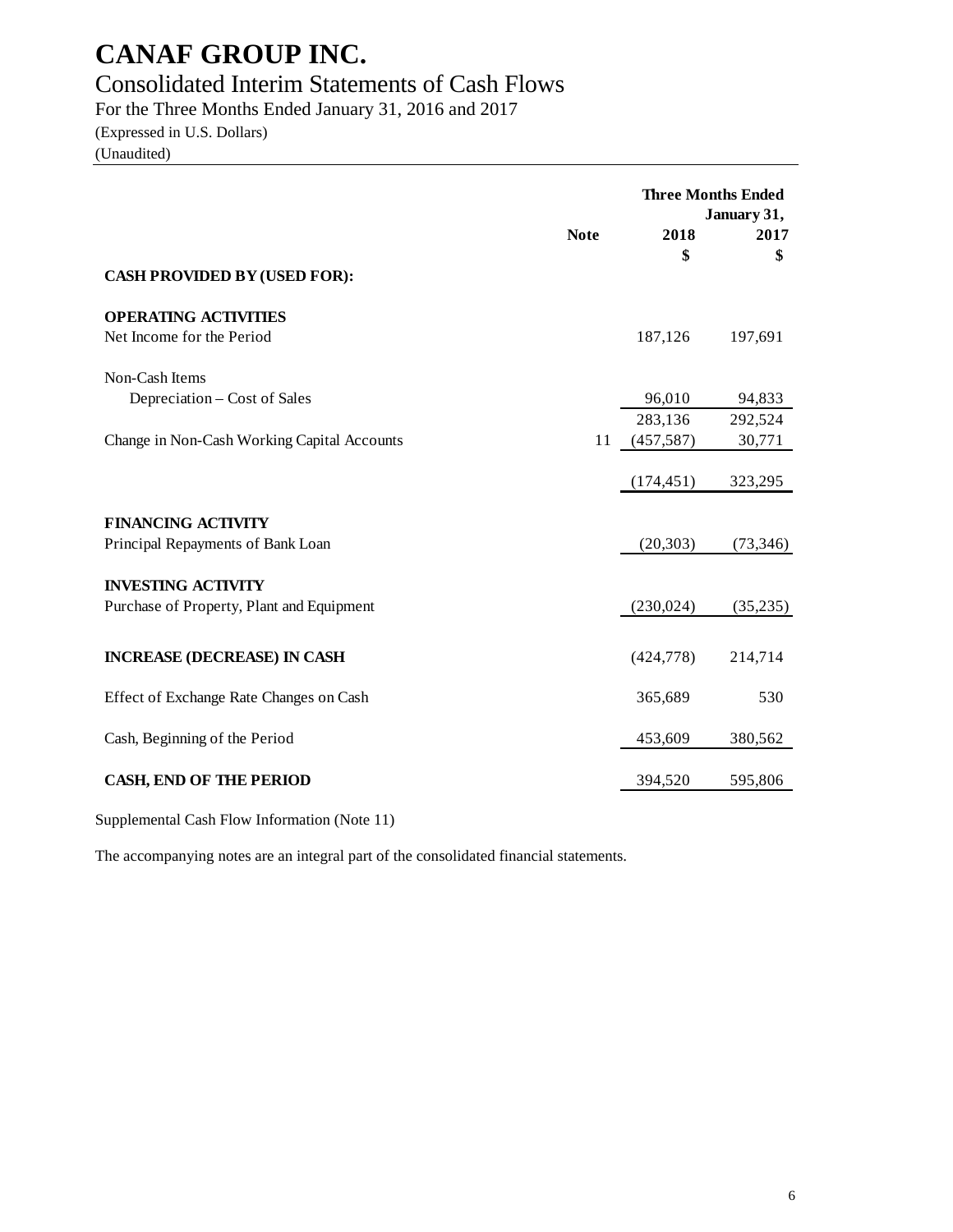# CANAF GROUP INC.

## Consolidated Interim Statements of Cash Flows

For the Three Months Ended January 31, 2016 and 2017

(Expressed in U.S. Dollars)

(Unaudited)

| | Note | Three Months Ended January 31, 2018 $ | 2017 $ |
|---|---|---|---|
| **CASH PROVIDED BY (USED FOR):** | | | |
| **OPERATING ACTIVITIES** | | | |
| Net Income for the Period | | 187,126 | 197,691 |
| Non-Cash Items | | | |
| Depreciation – Cost of Sales | | 96,010 | 94,833 |
| | | 283,136 | 292,524 |
| Change in Non-Cash Working Capital Accounts | 11 | (457,587) | 30,771 |
| | | (174,451) | 323,295 |
| **FINANCING ACTIVITY** | | | |
| Principal Repayments of Bank Loan | | (20,303) | (73,346) |
| **INVESTING ACTIVITY** | | | |
| Purchase of Property, Plant and Equipment | | (230,024) | (35,235) |
| **INCREASE (DECREASE) IN CASH** | | (424,778) | 214,714 |
| Effect of Exchange Rate Changes on Cash | | 365,689 | 530 |
| Cash, Beginning of the Period | | 453,609 | 380,562 |
| **CASH, END OF THE PERIOD** | | 394,520 | 595,806 |

Supplemental Cash Flow Information (Note 11)

The accompanying notes are an integral part of the consolidated financial statements.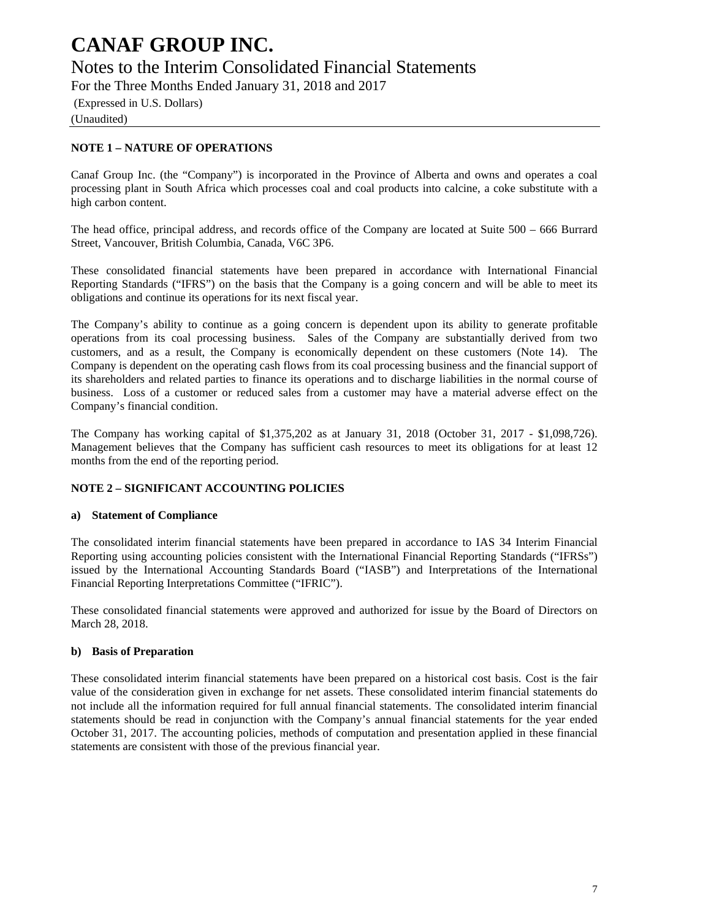# CANAF GROUP INC.

## Notes to the Interim Consolidated Financial Statements

For the Three Months Ended January 31, 2018 and 2017

(Expressed in U.S. Dollars)

(Unaudited)

### NOTE 1 – NATURE OF OPERATIONS

Canaf Group Inc. (the "Company") is incorporated in the Province of Alberta and owns and operates a coal processing plant in South Africa which processes coal and coal products into calcine, a coke substitute with a high carbon content.

The head office, principal address, and records office of the Company are located at Suite 500 – 666 Burrard Street, Vancouver, British Columbia, Canada, V6C 3P6.

These consolidated financial statements have been prepared in accordance with International Financial Reporting Standards ("IFRS") on the basis that the Company is a going concern and will be able to meet its obligations and continue its operations for its next fiscal year.

The Company's ability to continue as a going concern is dependent upon its ability to generate profitable operations from its coal processing business. Sales of the Company are substantially derived from two customers, and as a result, the Company is economically dependent on these customers (Note 14). The Company is dependent on the operating cash flows from its coal processing business and the financial support of its shareholders and related parties to finance its operations and to discharge liabilities in the normal course of business. Loss of a customer or reduced sales from a customer may have a material adverse effect on the Company's financial condition.

The Company has working capital of $1,375,202 as at January 31, 2018 (October 31, 2017 - $1,098,726). Management believes that the Company has sufficient cash resources to meet its obligations for at least 12 months from the end of the reporting period.

### NOTE 2 – SIGNIFICANT ACCOUNTING POLICIES

#### a) Statement of Compliance

The consolidated interim financial statements have been prepared in accordance to IAS 34 Interim Financial Reporting using accounting policies consistent with the International Financial Reporting Standards ("IFRSs") issued by the International Accounting Standards Board ("IASB") and Interpretations of the International Financial Reporting Interpretations Committee ("IFRIC").

These consolidated financial statements were approved and authorized for issue by the Board of Directors on March 28, 2018.

#### b) Basis of Preparation

These consolidated interim financial statements have been prepared on a historical cost basis. Cost is the fair value of the consideration given in exchange for net assets. These consolidated interim financial statements do not include all the information required for full annual financial statements. The consolidated interim financial statements should be read in conjunction with the Company's annual financial statements for the year ended October 31, 2017. The accounting policies, methods of computation and presentation applied in these financial statements are consistent with those of the previous financial year.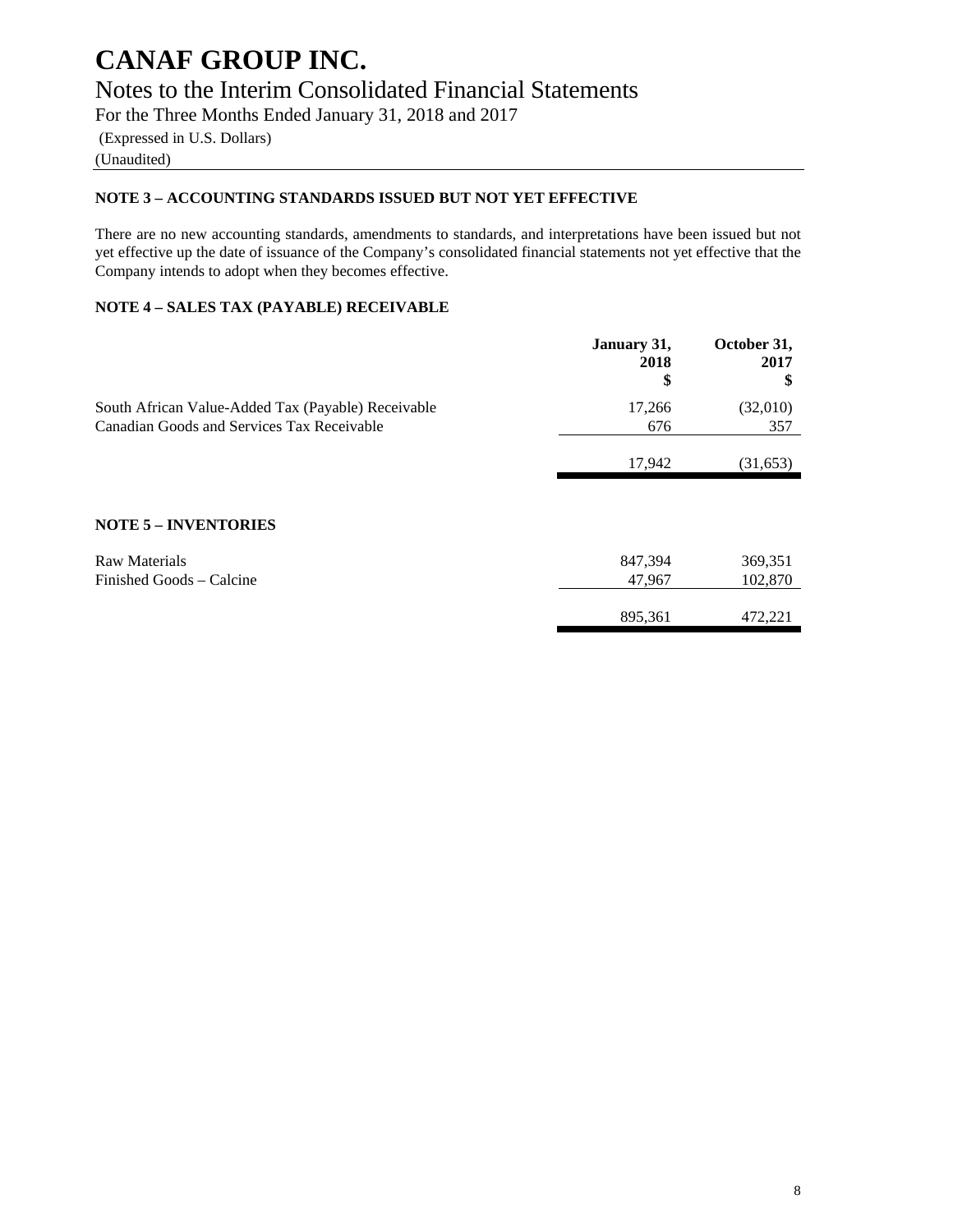# CANAF GROUP INC.

## Notes to the Interim Consolidated Financial Statements

For the Three Months Ended January 31, 2018 and 2017

(Expressed in U.S. Dollars)

(Unaudited)

### NOTE 3 – ACCOUNTING STANDARDS ISSUED BUT NOT YET EFFECTIVE

There are no new accounting standards, amendments to standards, and interpretations have been issued but not yet effective up the date of issuance of the Company's consolidated financial statements not yet effective that the Company intends to adopt when they becomes effective.

### NOTE 4 – SALES TAX (PAYABLE) RECEIVABLE

| | January 31, 2018 $ | October 31, 2017 $ |
|---|---|---|
| South African Value-Added Tax (Payable) Receivable | 17,266 | (32,010) |
| Canadian Goods and Services Tax Receivable | 676 | 357 |
| | 17,942 | (31,653) |

### NOTE 5 – INVENTORIES

| | January 31, 2018 $ | October 31, 2017 $ |
|---|---|---|
| Raw Materials | 847,394 | 369,351 |
| Finished Goods – Calcine | 47,967 | 102,870 |
| | 895,361 | 472,221 |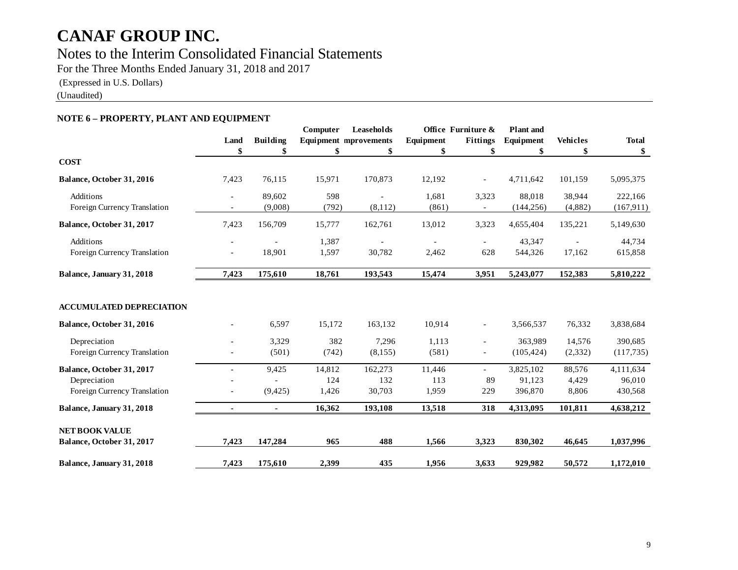# CANAF GROUP INC.

## Notes to the Interim Consolidated Financial Statements

For the Three Months Ended January 31, 2018 and 2017

(Expressed in U.S. Dollars)

(Unaudited)

### NOTE 6 – PROPERTY, PLANT AND EQUIPMENT

| | Land | Building | Computer Equipment | Leaseholds mprovements | Office Equipment | Furniture & Fittings | Plant and Equipment | Vehicles | Total |
|---|---|---|---|---|---|---|---|---|---|
| | $ | $ | $ | $ | $ | $ | $ | $ | $ |
| **COST** | | | | | | | | | |
| **Balance, October 31, 2016** | 7,423 | 76,115 | 15,971 | 170,873 | 12,192 | - | 4,711,642 | 101,159 | 5,095,375 |
| Additions | - | 89,602 | 598 | - | 1,681 | 3,323 | 88,018 | 38,944 | 222,166 |
| Foreign Currency Translation | - | (9,008) | (792) | (8,112) | (861) | - | (144,256) | (4,882) | (167,911) |
| **Balance, October 31, 2017** | 7,423 | 156,709 | 15,777 | 162,761 | 13,012 | 3,323 | 4,655,404 | 135,221 | 5,149,630 |
| Additions | - | - | 1,387 | - | - | - | 43,347 | - | 44,734 |
| Foreign Currency Translation | - | 18,901 | 1,597 | 30,782 | 2,462 | 628 | 544,326 | 17,162 | 615,858 |
| **Balance, January 31, 2018** | **7,423** | **175,610** | **18,761** | **193,543** | **15,474** | **3,951** | **5,243,077** | **152,383** | **5,810,222** |
| **ACCUMULATED DEPRECIATION** | | | | | | | | | |
| **Balance, October 31, 2016** | - | 6,597 | 15,172 | 163,132 | 10,914 | - | 3,566,537 | 76,332 | 3,838,684 |
| Depreciation | - | 3,329 | 382 | 7,296 | 1,113 | - | 363,989 | 14,576 | 390,685 |
| Foreign Currency Translation | - | (501) | (742) | (8,155) | (581) | - | (105,424) | (2,332) | (117,735) |
| **Balance, October 31, 2017** | - | 9,425 | 14,812 | 162,273 | 11,446 | - | 3,825,102 | 88,576 | 4,111,634 |
| Depreciation | - | - | 124 | 132 | 113 | 89 | 91,123 | 4,429 | 96,010 |
| Foreign Currency Translation | - | (9,425) | 1,426 | 30,703 | 1,959 | 229 | 396,870 | 8,806 | 430,568 |
| **Balance, January 31, 2018** | **-** | **-** | **16,362** | **193,108** | **13,518** | **318** | **4,313,095** | **101,811** | **4,638,212** |
| **NET BOOK VALUE** | | | | | | | | | |
| **Balance, October 31, 2017** | **7,423** | **147,284** | **965** | **488** | **1,566** | **3,323** | **830,302** | **46,645** | **1,037,996** |
| **Balance, January 31, 2018** | **7,423** | **175,610** | **2,399** | **435** | **1,956** | **3,633** | **929,982** | **50,572** | **1,172,010** |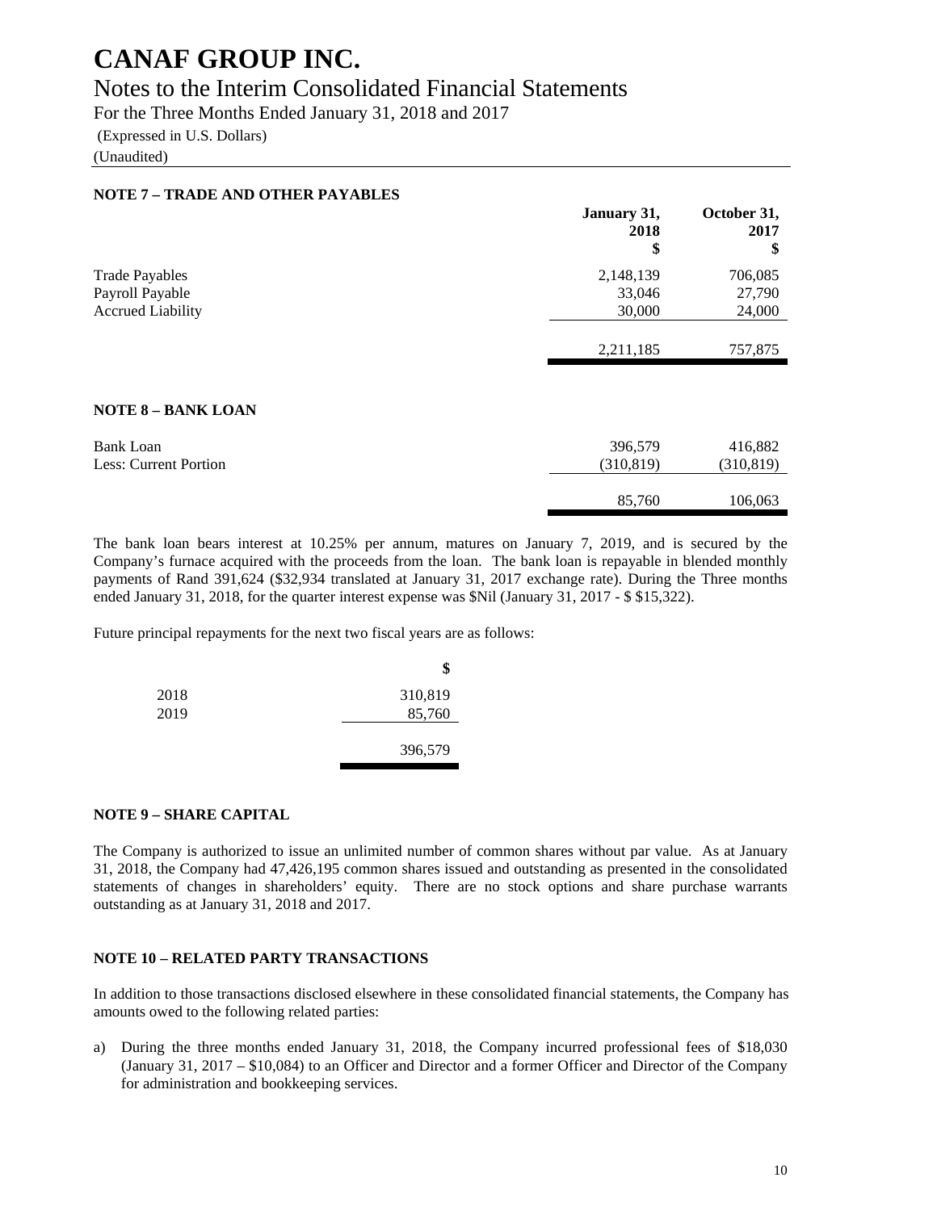# CANAF GROUP INC.

## Notes to the Interim Consolidated Financial Statements

For the Three Months Ended January 31, 2018 and 2017

(Expressed in U.S. Dollars)

(Unaudited)

### NOTE 7 – TRADE AND OTHER PAYABLES

| | January 31, 2018 $ | October 31, 2017 $ |
|---|---|---|
| Trade Payables | 2,148,139 | 706,085 |
| Payroll Payable | 33,046 | 27,790 |
| Accrued Liability | 30,000 | 24,000 |
| | 2,211,185 | 757,875 |

### NOTE 8 – BANK LOAN

| | January 31, 2018 $ | October 31, 2017 $ |
|---|---|---|
| Bank Loan | 396,579 | 416,882 |
| Less: Current Portion | (310,819) | (310,819) |
| | 85,760 | 106,063 |

The bank loan bears interest at 10.25% per annum, matures on January 7, 2019, and is secured by the Company's furnace acquired with the proceeds from the loan. The bank loan is repayable in blended monthly payments of Rand 391,624 ($32,934 translated at January 31, 2017 exchange rate). During the Three months ended January 31, 2018, for the quarter interest expense was $Nil (January 31, 2017 - $ $15,322).

Future principal repayments for the next two fiscal years are as follows:

| | $ |
|---|---|
| 2018 | 310,819 |
| 2019 | 85,760 |
| | 396,579 |

### NOTE 9 – SHARE CAPITAL

The Company is authorized to issue an unlimited number of common shares without par value. As at January 31, 2018, the Company had 47,426,195 common shares issued and outstanding as presented in the consolidated statements of changes in shareholders' equity. There are no stock options and share purchase warrants outstanding as at January 31, 2018 and 2017.

### NOTE 10 – RELATED PARTY TRANSACTIONS

In addition to those transactions disclosed elsewhere in these consolidated financial statements, the Company has amounts owed to the following related parties:

a) During the three months ended January 31, 2018, the Company incurred professional fees of $18,030 (January 31, 2017 – $10,084) to an Officer and Director and a former Officer and Director of the Company for administration and bookkeeping services.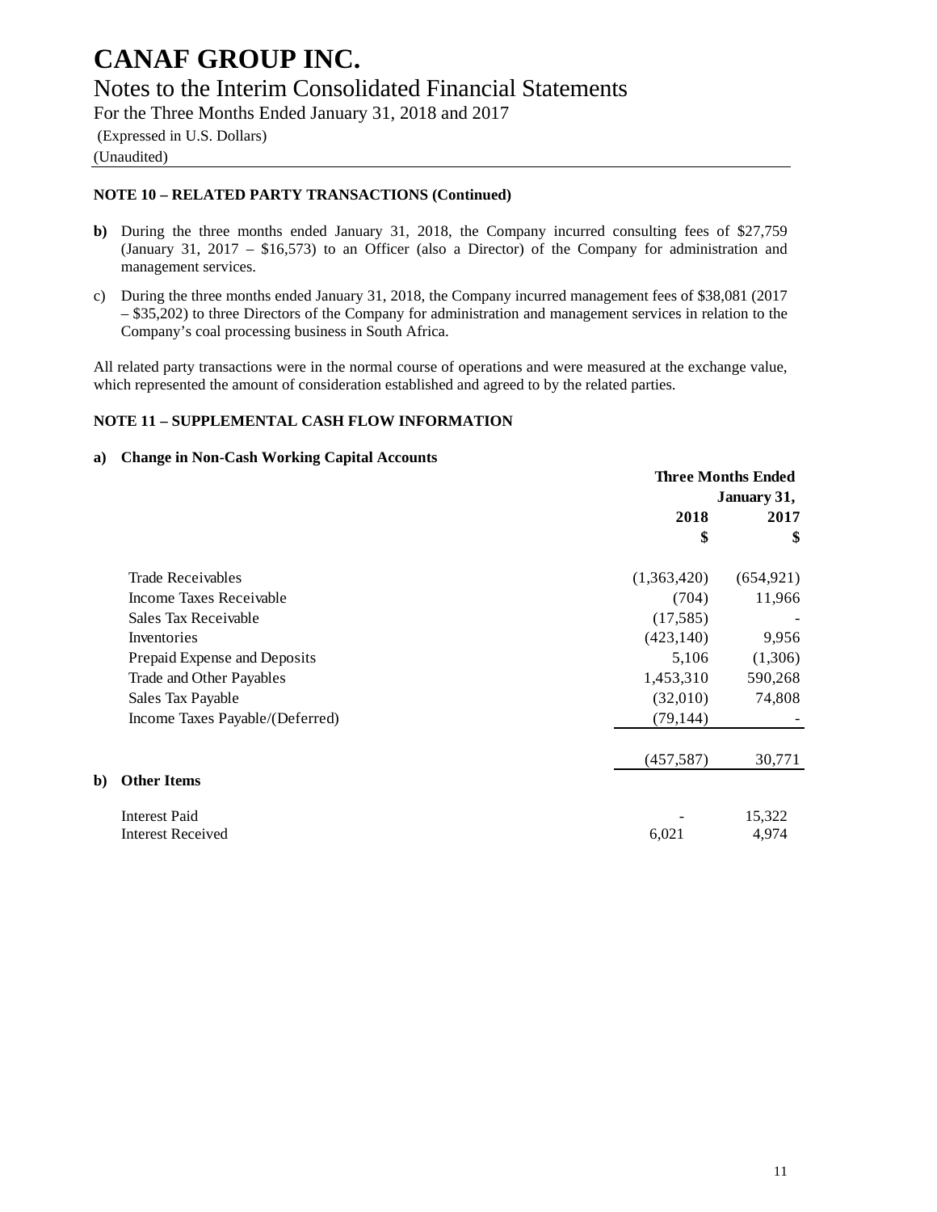# CANAF GROUP INC.

## Notes to the Interim Consolidated Financial Statements

For the Three Months Ended January 31, 2018 and 2017

(Expressed in U.S. Dollars)

(Unaudited)

**NOTE 10 – RELATED PARTY TRANSACTIONS (Continued)**

**b)** During the three months ended January 31, 2018, the Company incurred consulting fees of $27,759 (January 31, 2017 – $16,573) to an Officer (also a Director) of the Company for administration and management services.

c) During the three months ended January 31, 2018, the Company incurred management fees of $38,081 (2017 – $35,202) to three Directors of the Company for administration and management services in relation to the Company's coal processing business in South Africa.

All related party transactions were in the normal course of operations and were measured at the exchange value, which represented the amount of consideration established and agreed to by the related parties.

**NOTE 11 – SUPPLEMENTAL CASH FLOW INFORMATION**

**a) Change in Non-Cash Working Capital Accounts**

| | Three Months Ended January 31, | |
|---|---|---|
| | 2018 | 2017 |
| | $ | $ |
| Trade Receivables | (1,363,420) | (654,921) |
| Income Taxes Receivable | (704) | 11,966 |
| Sales Tax Receivable | (17,585) | - |
| Inventories | (423,140) | 9,956 |
| Prepaid Expense and Deposits | 5,106 | (1,306) |
| Trade and Other Payables | 1,453,310 | 590,268 |
| Sales Tax Payable | (32,010) | 74,808 |
| Income Taxes Payable/(Deferred) | (79,144) | - |
| | (457,587) | 30,771 |

**b) Other Items**

| | 2018 | 2017 |
|---|---|---|
| Interest Paid | - | 15,322 |
| Interest Received | 6,021 | 4,974 |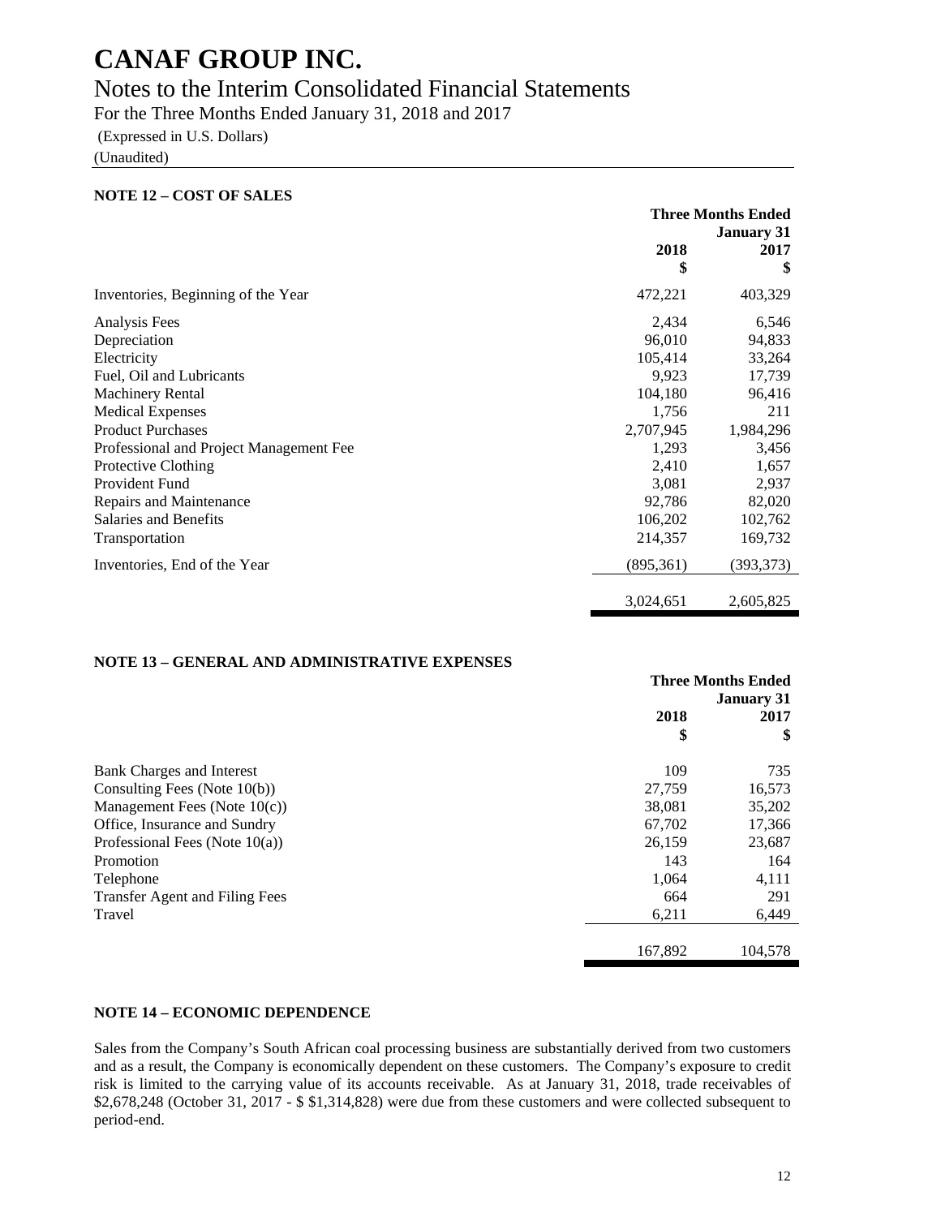# CANAF GROUP INC.

## Notes to the Interim Consolidated Financial Statements

For the Three Months Ended January 31, 2018 and 2017

(Expressed in U.S. Dollars)

(Unaudited)

### NOTE 12 – COST OF SALES

| | Three Months Ended January 31 | |
|---|---|---|
| | 2018 | 2017 |
| | $ | $ |
| Inventories, Beginning of the Year | 472,221 | 403,329 |
| Analysis Fees | 2,434 | 6,546 |
| Depreciation | 96,010 | 94,833 |
| Electricity | 105,414 | 33,264 |
| Fuel, Oil and Lubricants | 9,923 | 17,739 |
| Machinery Rental | 104,180 | 96,416 |
| Medical Expenses | 1,756 | 211 |
| Product Purchases | 2,707,945 | 1,984,296 |
| Professional and Project Management Fee | 1,293 | 3,456 |
| Protective Clothing | 2,410 | 1,657 |
| Provident Fund | 3,081 | 2,937 |
| Repairs and Maintenance | 92,786 | 82,020 |
| Salaries and Benefits | 106,202 | 102,762 |
| Transportation | 214,357 | 169,732 |
| Inventories, End of the Year | (895,361) | (393,373) |
| | 3,024,651 | 2,605,825 |

### NOTE 13 – GENERAL AND ADMINISTRATIVE EXPENSES

| | Three Months Ended January 31 | |
|---|---|---|
| | 2018 | 2017 |
| | $ | $ |
| Bank Charges and Interest | 109 | 735 |
| Consulting Fees (Note 10(b)) | 27,759 | 16,573 |
| Management Fees (Note 10(c)) | 38,081 | 35,202 |
| Office, Insurance and Sundry | 67,702 | 17,366 |
| Professional Fees (Note 10(a)) | 26,159 | 23,687 |
| Promotion | 143 | 164 |
| Telephone | 1,064 | 4,111 |
| Transfer Agent and Filing Fees | 664 | 291 |
| Travel | 6,211 | 6,449 |
| | 167,892 | 104,578 |

### NOTE 14 – ECONOMIC DEPENDENCE

Sales from the Company's South African coal processing business are substantially derived from two customers and as a result, the Company is economically dependent on these customers. The Company's exposure to credit risk is limited to the carrying value of its accounts receivable. As at January 31, 2018, trade receivables of $2,678,248 (October 31, 2017 - $ $1,314,828) were due from these customers and were collected subsequent to period-end.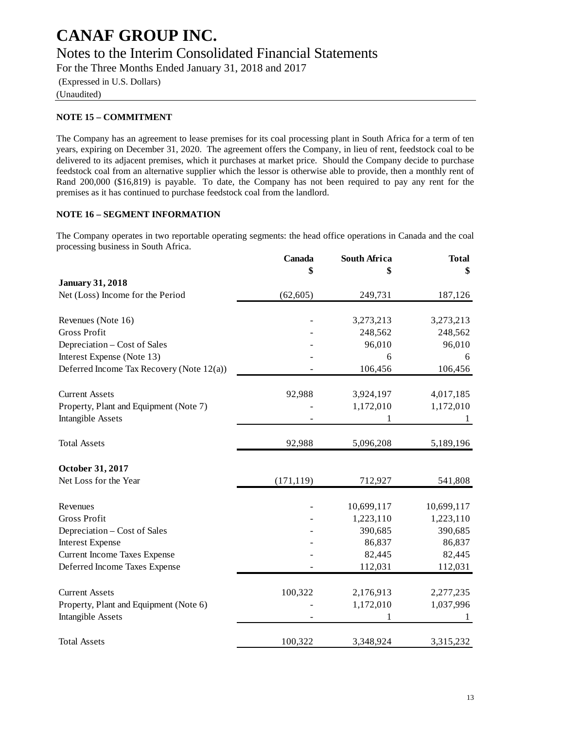# CANAF GROUP INC.

## Notes to the Interim Consolidated Financial Statements

For the Three Months Ended January 31, 2018 and 2017

(Expressed in U.S. Dollars)

(Unaudited)

### NOTE 15 – COMMITMENT

The Company has an agreement to lease premises for its coal processing plant in South Africa for a term of ten years, expiring on December 31, 2020. The agreement offers the Company, in lieu of rent, feedstock coal to be delivered to its adjacent premises, which it purchases at market price. Should the Company decide to purchase feedstock coal from an alternative supplier which the lessor is otherwise able to provide, then a monthly rent of Rand 200,000 ($16,819) is payable. To date, the Company has not been required to pay any rent for the premises as it has continued to purchase feedstock coal from the landlord.

### NOTE 16 – SEGMENT INFORMATION

The Company operates in two reportable operating segments: the head office operations in Canada and the coal processing business in South Africa.

| | Canada | South Africa | Total |
|---|---|---|---|
| | $ | $ | $ |
| **January 31, 2018** | | | |
| Net (Loss) Income for the Period | (62,605) | 249,731 | 187,126 |
| Revenues (Note 16) | - | 3,273,213 | 3,273,213 |
| Gross Profit | - | 248,562 | 248,562 |
| Depreciation – Cost of Sales | - | 96,010 | 96,010 |
| Interest Expense (Note 13) | - | 6 | 6 |
| Deferred Income Tax Recovery (Note 12(a)) | - | 106,456 | 106,456 |
| Current Assets | 92,988 | 3,924,197 | 4,017,185 |
| Property, Plant and Equipment (Note 7) | - | 1,172,010 | 1,172,010 |
| Intangible Assets | - | 1 | 1 |
| Total Assets | 92,988 | 5,096,208 | 5,189,196 |
| **October 31, 2017** | | | |
| Net Loss for the Year | (171,119) | 712,927 | 541,808 |
| Revenues | - | 10,699,117 | 10,699,117 |
| Gross Profit | - | 1,223,110 | 1,223,110 |
| Depreciation – Cost of Sales | - | 390,685 | 390,685 |
| Interest Expense | - | 86,837 | 86,837 |
| Current Income Taxes Expense | - | 82,445 | 82,445 |
| Deferred Income Taxes Expense | - | 112,031 | 112,031 |
| Current Assets | 100,322 | 2,176,913 | 2,277,235 |
| Property, Plant and Equipment (Note 6) | - | 1,172,010 | 1,037,996 |
| Intangible Assets | - | 1 | 1 |
| Total Assets | 100,322 | 3,348,924 | 3,315,232 |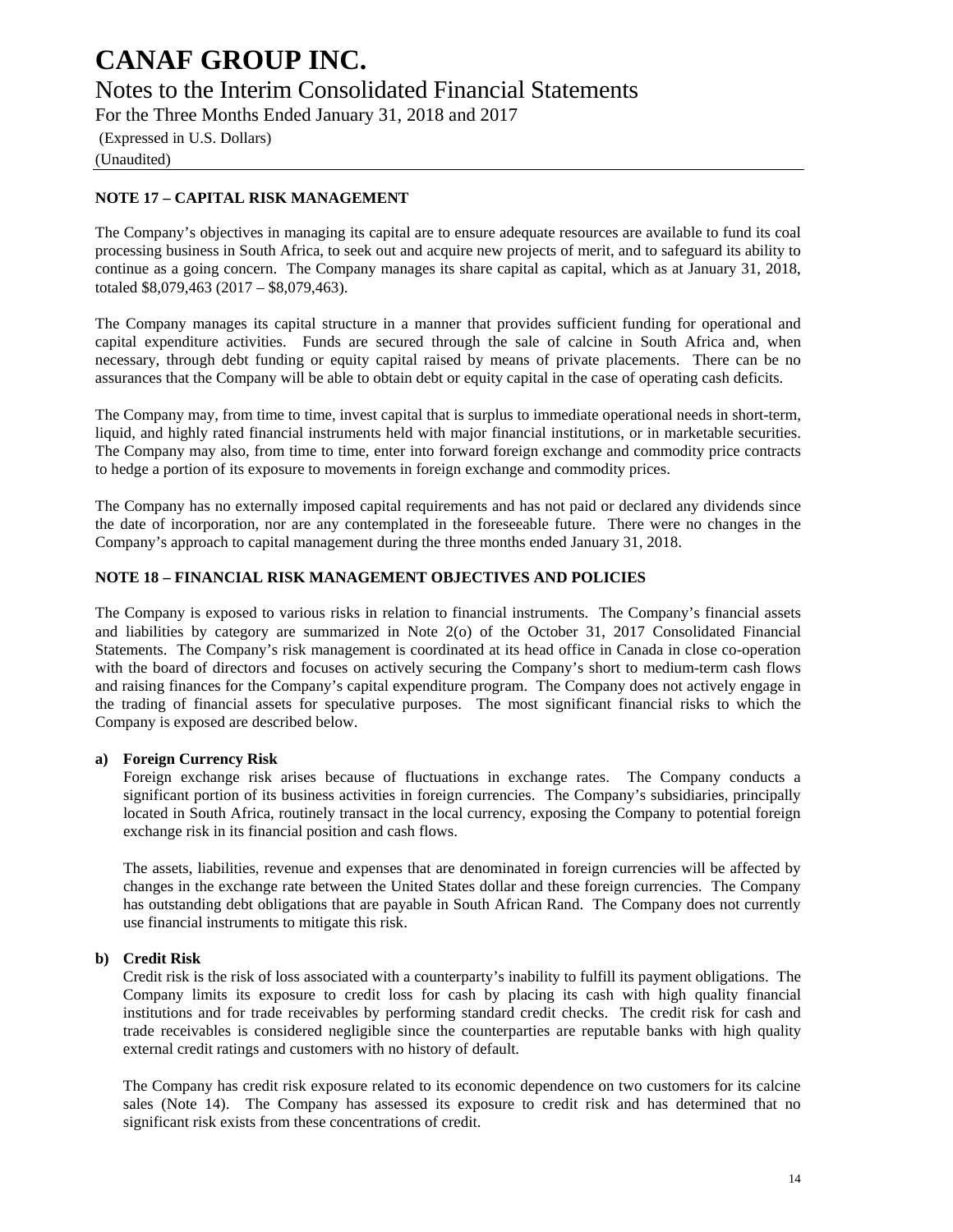# CANAF GROUP INC.

Notes to the Interim Consolidated Financial Statements

For the Three Months Ended January 31, 2018 and 2017

(Expressed in U.S. Dollars)

(Unaudited)

## NOTE 17 – CAPITAL RISK MANAGEMENT

The Company's objectives in managing its capital are to ensure adequate resources are available to fund its coal processing business in South Africa, to seek out and acquire new projects of merit, and to safeguard its ability to continue as a going concern. The Company manages its share capital as capital, which as at January 31, 2018, totaled $8,079,463 (2017 – $8,079,463).

The Company manages its capital structure in a manner that provides sufficient funding for operational and capital expenditure activities. Funds are secured through the sale of calcine in South Africa and, when necessary, through debt funding or equity capital raised by means of private placements. There can be no assurances that the Company will be able to obtain debt or equity capital in the case of operating cash deficits.

The Company may, from time to time, invest capital that is surplus to immediate operational needs in short-term, liquid, and highly rated financial instruments held with major financial institutions, or in marketable securities. The Company may also, from time to time, enter into forward foreign exchange and commodity price contracts to hedge a portion of its exposure to movements in foreign exchange and commodity prices.

The Company has no externally imposed capital requirements and has not paid or declared any dividends since the date of incorporation, nor are any contemplated in the foreseeable future. There were no changes in the Company's approach to capital management during the three months ended January 31, 2018.

## NOTE 18 – FINANCIAL RISK MANAGEMENT OBJECTIVES AND POLICIES

The Company is exposed to various risks in relation to financial instruments. The Company's financial assets and liabilities by category are summarized in Note 2(o) of the October 31, 2017 Consolidated Financial Statements. The Company's risk management is coordinated at its head office in Canada in close co-operation with the board of directors and focuses on actively securing the Company's short to medium-term cash flows and raising finances for the Company's capital expenditure program. The Company does not actively engage in the trading of financial assets for speculative purposes. The most significant financial risks to which the Company is exposed are described below.

**a) Foreign Currency Risk**

Foreign exchange risk arises because of fluctuations in exchange rates. The Company conducts a significant portion of its business activities in foreign currencies. The Company's subsidiaries, principally located in South Africa, routinely transact in the local currency, exposing the Company to potential foreign exchange risk in its financial position and cash flows.

The assets, liabilities, revenue and expenses that are denominated in foreign currencies will be affected by changes in the exchange rate between the United States dollar and these foreign currencies. The Company has outstanding debt obligations that are payable in South African Rand. The Company does not currently use financial instruments to mitigate this risk.

**b) Credit Risk**

Credit risk is the risk of loss associated with a counterparty's inability to fulfill its payment obligations. The Company limits its exposure to credit loss for cash by placing its cash with high quality financial institutions and for trade receivables by performing standard credit checks. The credit risk for cash and trade receivables is considered negligible since the counterparties are reputable banks with high quality external credit ratings and customers with no history of default.

The Company has credit risk exposure related to its economic dependence on two customers for its calcine sales (Note 14). The Company has assessed its exposure to credit risk and has determined that no significant risk exists from these concentrations of credit.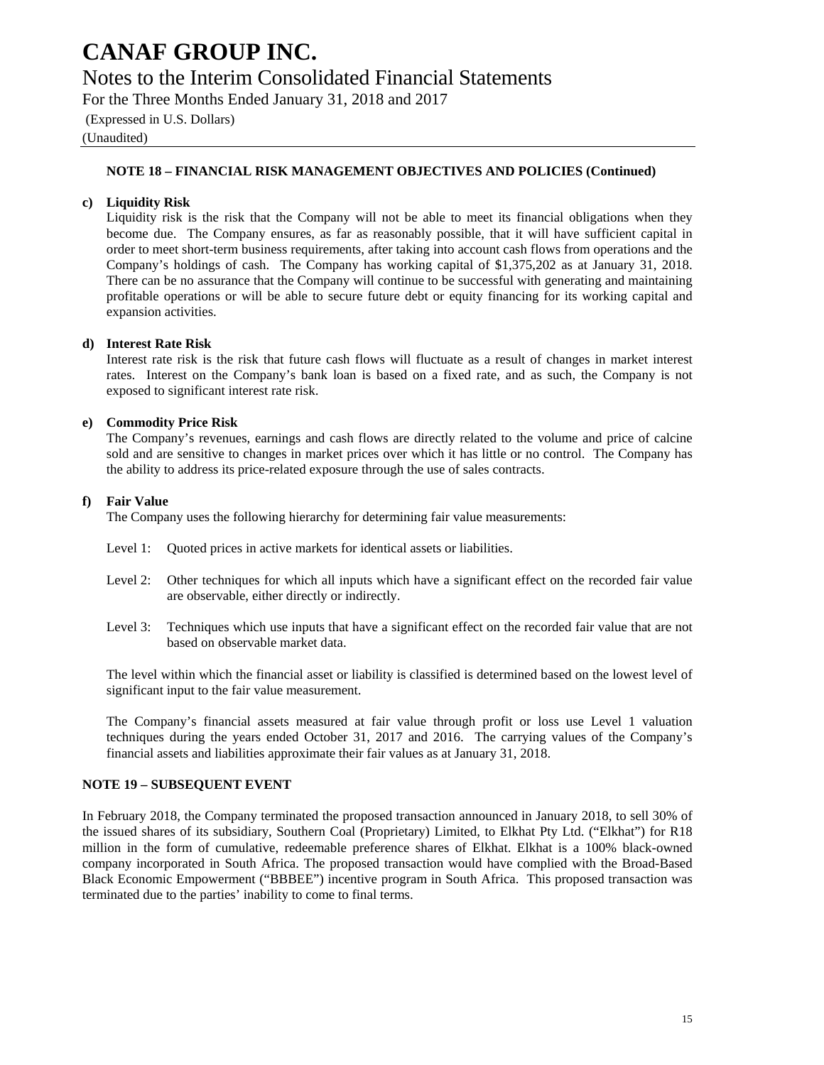# CANAF GROUP INC.

## Notes to the Interim Consolidated Financial Statements

For the Three Months Ended January 31, 2018 and 2017

(Expressed in U.S. Dollars)

(Unaudited)

### NOTE 18 – FINANCIAL RISK MANAGEMENT OBJECTIVES AND POLICIES (Continued)

**c) Liquidity Risk**

Liquidity risk is the risk that the Company will not be able to meet its financial obligations when they become due. The Company ensures, as far as reasonably possible, that it will have sufficient capital in order to meet short-term business requirements, after taking into account cash flows from operations and the Company's holdings of cash. The Company has working capital of $1,375,202 as at January 31, 2018. There can be no assurance that the Company will continue to be successful with generating and maintaining profitable operations or will be able to secure future debt or equity financing for its working capital and expansion activities.

**d) Interest Rate Risk**

Interest rate risk is the risk that future cash flows will fluctuate as a result of changes in market interest rates. Interest on the Company's bank loan is based on a fixed rate, and as such, the Company is not exposed to significant interest rate risk.

**e) Commodity Price Risk**

The Company's revenues, earnings and cash flows are directly related to the volume and price of calcine sold and are sensitive to changes in market prices over which it has little or no control. The Company has the ability to address its price-related exposure through the use of sales contracts.

**f) Fair Value**

The Company uses the following hierarchy for determining fair value measurements:

Level 1: Quoted prices in active markets for identical assets or liabilities.

Level 2: Other techniques for which all inputs which have a significant effect on the recorded fair value are observable, either directly or indirectly.

Level 3: Techniques which use inputs that have a significant effect on the recorded fair value that are not based on observable market data.

The level within which the financial asset or liability is classified is determined based on the lowest level of significant input to the fair value measurement.

The Company's financial assets measured at fair value through profit or loss use Level 1 valuation techniques during the years ended October 31, 2017 and 2016. The carrying values of the Company's financial assets and liabilities approximate their fair values as at January 31, 2018.

### NOTE 19 – SUBSEQUENT EVENT

In February 2018, the Company terminated the proposed transaction announced in January 2018, to sell 30% of the issued shares of its subsidiary, Southern Coal (Proprietary) Limited, to Elkhat Pty Ltd. ("Elkhat") for R18 million in the form of cumulative, redeemable preference shares of Elkhat. Elkhat is a 100% black-owned company incorporated in South Africa. The proposed transaction would have complied with the Broad-Based Black Economic Empowerment ("BBBEE") incentive program in South Africa. This proposed transaction was terminated due to the parties' inability to come to final terms.